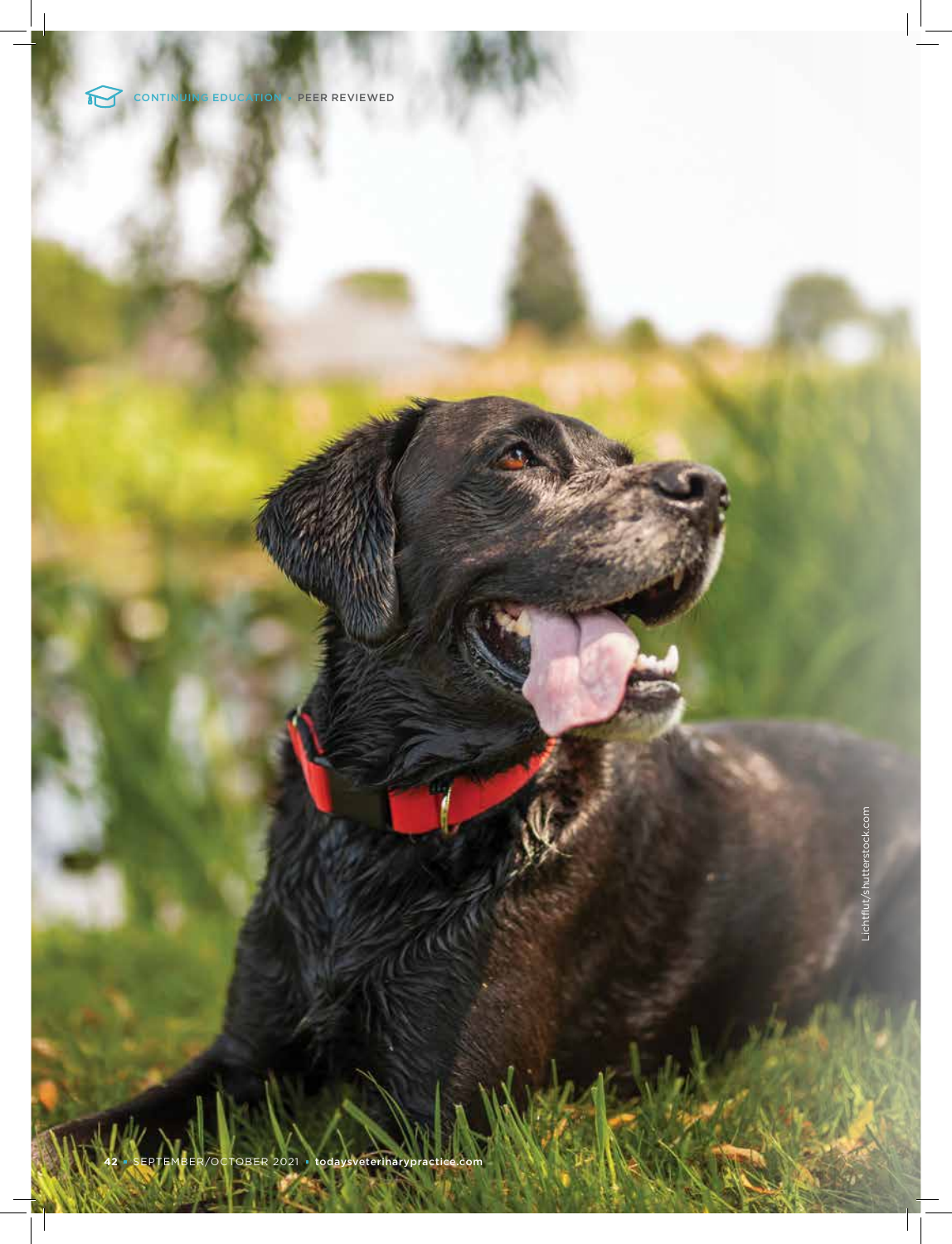Lichtflut/shutterstock.com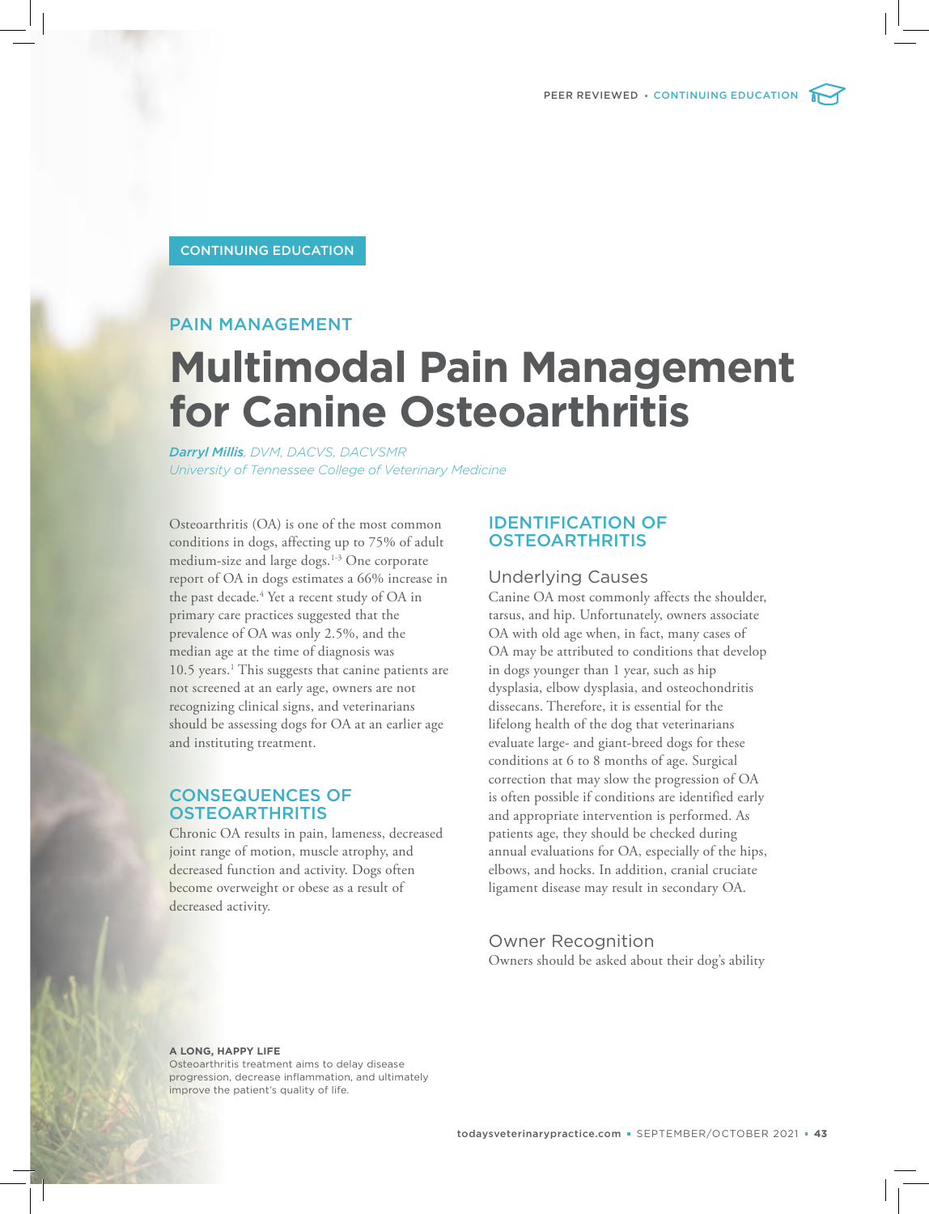CONTINUING EDUCATION

PAIN MANAGEMENT

# Multimodal Pain Management for Canine Osteoarthritis

***Darryl Millis**, DVM, DACVS, DACVSMR*
*University of Tennessee College of Veterinary Medicine*

Osteoarthritis (OA) is one of the most common conditions in dogs, affecting up to 75% of adult medium-size and large dogs.[1-3] One corporate report of OA in dogs estimates a 66% increase in the past decade.[4] Yet a recent study of OA in primary care practices suggested that the prevalence of OA was only 2.5%, and the median age at the time of diagnosis was 10.5 years.[1] This suggests that canine patients are not screened at an early age, owners are not recognizing clinical signs, and veterinarians should be assessing dogs for OA at an earlier age and instituting treatment.

## CONSEQUENCES OF OSTEOARTHRITIS

Chronic OA results in pain, lameness, decreased joint range of motion, muscle atrophy, and decreased function and activity. Dogs often become overweight or obese as a result of decreased activity.

## IDENTIFICATION OF OSTEOARTHRITIS

### Underlying Causes

Canine OA most commonly affects the shoulder, tarsus, and hip. Unfortunately, owners associate OA with old age when, in fact, many cases of OA may be attributed to conditions that develop in dogs younger than 1 year, such as hip dysplasia, elbow dysplasia, and osteochondritis dissecans. Therefore, it is essential for the lifelong health of the dog that veterinarians evaluate large- and giant-breed dogs for these conditions at 6 to 8 months of age. Surgical correction that may slow the progression of OA is often possible if conditions are identified early and appropriate intervention is performed. As patients age, they should be checked during annual evaluations for OA, especially of the hips, elbows, and hocks. In addition, cranial cruciate ligament disease may result in secondary OA.

### Owner Recognition

Owners should be asked about their dog's ability

**A LONG, HAPPY LIFE**
Osteoarthritis treatment aims to delay disease progression, decrease inflammation, and ultimately improve the patient's quality of life.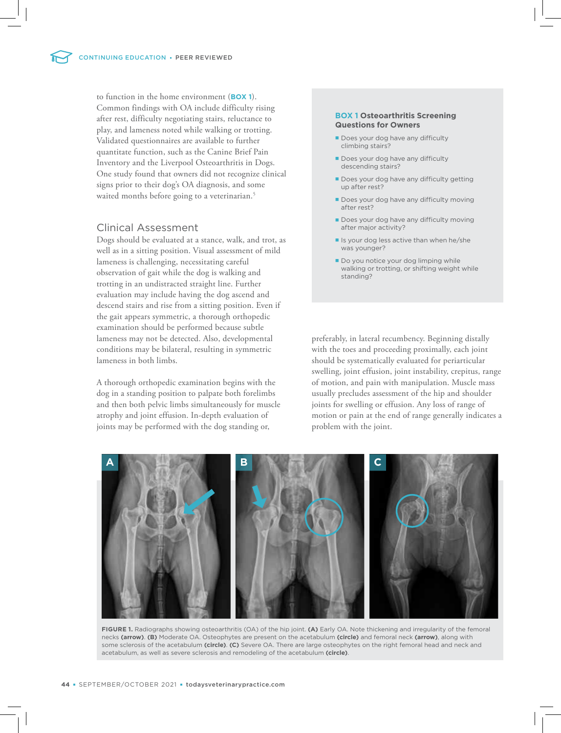to function in the home environment (**BOX 1**). Common findings with OA include difficulty rising after rest, difficulty negotiating stairs, reluctance to play, and lameness noted while walking or trotting. Validated questionnaires are available to further quantitate function, such as the Canine Brief Pain Inventory and the Liverpool Osteoarthritis in Dogs. One study found that owners did not recognize clinical signs prior to their dog's OA diagnosis, and some waited months before going to a veterinarian.[5]

**BOX 1 Osteoarthritis Screening Questions for Owners**

- Does your dog have any difficulty climbing stairs?
- Does your dog have any difficulty descending stairs?
- Does your dog have any difficulty getting up after rest?
- Does your dog have any difficulty moving after rest?
- Does your dog have any difficulty moving after major activity?
- Is your dog less active than when he/she was younger?
- Do you notice your dog limping while walking or trotting, or shifting weight while standing?

## Clinical Assessment

Dogs should be evaluated at a stance, walk, and trot, as well as in a sitting position. Visual assessment of mild lameness is challenging, necessitating careful observation of gait while the dog is walking and trotting in an undistracted straight line. Further evaluation may include having the dog ascend and descend stairs and rise from a sitting position. Even if the gait appears symmetric, a thorough orthopedic examination should be performed because subtle lameness may not be detected. Also, developmental conditions may be bilateral, resulting in symmetric lameness in both limbs.

A thorough orthopedic examination begins with the dog in a standing position to palpate both forelimbs and then both pelvic limbs simultaneously for muscle atrophy and joint effusion. In-depth evaluation of joints may be performed with the dog standing or, preferably, in lateral recumbency. Beginning distally with the toes and proceeding proximally, each joint should be systematically evaluated for periarticular swelling, joint effusion, joint instability, crepitus, range of motion, and pain with manipulation. Muscle mass usually precludes assessment of the hip and shoulder joints for swelling or effusion. Any loss of range of motion or pain at the end of range generally indicates a problem with the joint.

**FIGURE 1.** Radiographs showing osteoarthritis (OA) of the hip joint. **(A)** Early OA. Note thickening and irregularity of the femoral necks **(arrow)**. **(B)** Moderate OA. Osteophytes are present on the acetabulum **(circle)** and femoral neck **(arrow)**, along with some sclerosis of the acetabulum **(circle)**. **(C)** Severe OA. There are large osteophytes on the right femoral head and neck and acetabulum, as well as severe sclerosis and remodeling of the acetabulum **(circle)**.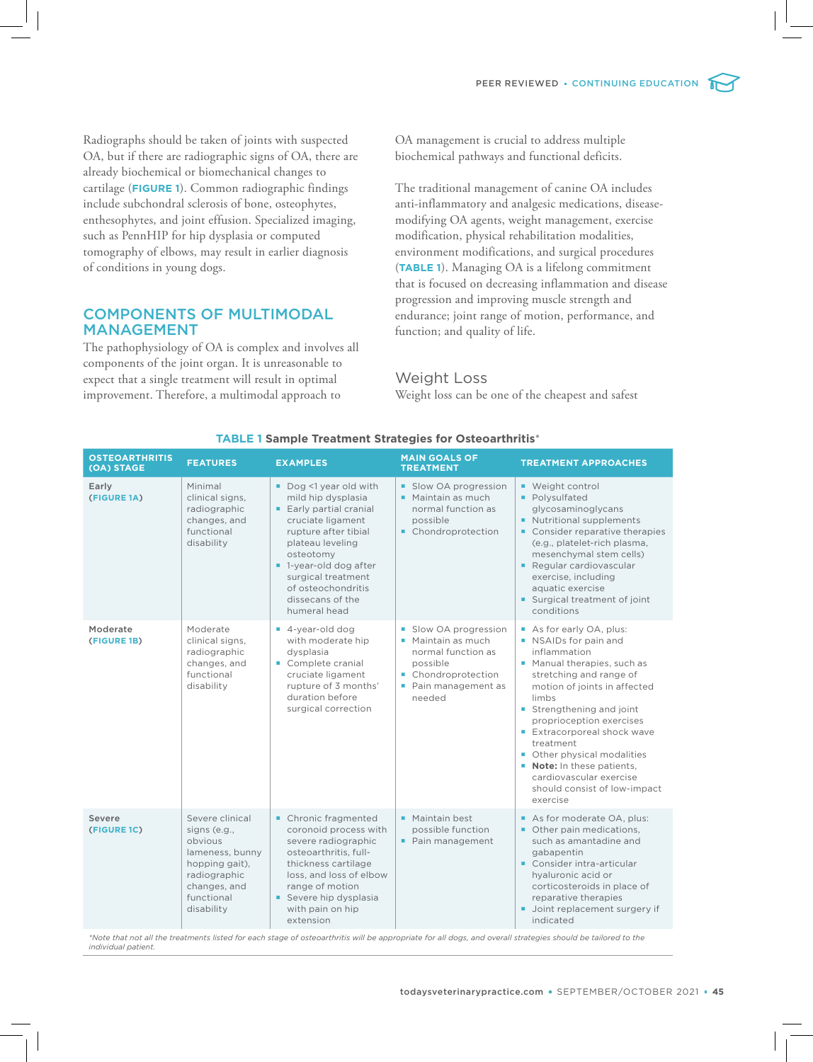Radiographs should be taken of joints with suspected OA, but if there are radiographic signs of OA, there are already biochemical or biomechanical changes to cartilage (**FIGURE 1**). Common radiographic findings include subchondral sclerosis of bone, osteophytes, enthesophytes, and joint effusion. Specialized imaging, such as PennHIP for hip dysplasia or computed tomography of elbows, may result in earlier diagnosis of conditions in young dogs.

## COMPONENTS OF MULTIMODAL MANAGEMENT

The pathophysiology of OA is complex and involves all components of the joint organ. It is unreasonable to expect that a single treatment will result in optimal improvement. Therefore, a multimodal approach to OA management is crucial to address multiple biochemical pathways and functional deficits.

The traditional management of canine OA includes anti-inflammatory and analgesic medications, disease-modifying OA agents, weight management, exercise modification, physical rehabilitation modalities, environment modifications, and surgical procedures (**TABLE 1**). Managing OA is a lifelong commitment that is focused on decreasing inflammation and disease progression and improving muscle strength and endurance; joint range of motion, performance, and function; and quality of life.

### Weight Loss

Weight loss can be one of the cheapest and safest

**TABLE 1 Sample Treatment Strategies for Osteoarthritis***

| OSTEOARTHRITIS (OA) STAGE | FEATURES | EXAMPLES | MAIN GOALS OF TREATMENT | TREATMENT APPROACHES |
|---|---|---|---|---|
| Early (**FIGURE 1A**) | Minimal clinical signs, radiographic changes, and functional disability | ▪ Dog <1 year old with mild hip dysplasia<br>▪ Early partial cranial cruciate ligament rupture after tibial plateau leveling osteotomy<br>▪ 1-year-old dog after surgical treatment of osteochondritis dissecans of the humeral head | ▪ Slow OA progression<br>▪ Maintain as much normal function as possible<br>▪ Chondroprotection | ▪ Weight control<br>▪ Polysulfated glycosaminoglycans<br>▪ Nutritional supplements<br>▪ Consider reparative therapies (e.g., platelet-rich plasma, mesenchymal stem cells)<br>▪ Regular cardiovascular exercise, including aquatic exercise<br>▪ Surgical treatment of joint conditions |
| Moderate (**FIGURE 1B**) | Moderate clinical signs, radiographic changes, and functional disability | ▪ 4-year-old dog with moderate hip dysplasia<br>▪ Complete cranial cruciate ligament rupture of 3 months' duration before surgical correction | ▪ Slow OA progression<br>▪ Maintain as much normal function as possible<br>▪ Chondroprotection<br>▪ Pain management as needed | ▪ As for early OA, plus:<br>▪ NSAIDs for pain and inflammation<br>▪ Manual therapies, such as stretching and range of motion of joints in affected limbs<br>▪ Strengthening and joint proprioception exercises<br>▪ Extracorporeal shock wave treatment<br>▪ Other physical modalities<br>▪ **Note:** In these patients, cardiovascular exercise should consist of low-impact exercise |
| Severe (**FIGURE 1C**) | Severe clinical signs (e.g., obvious lameness, bunny hopping gait), radiographic changes, and functional disability | ▪ Chronic fragmented coronoid process with severe radiographic osteoarthritis, full-thickness cartilage loss, and loss of elbow range of motion<br>▪ Severe hip dysplasia with pain on hip extension | ▪ Maintain best possible function<br>▪ Pain management | ▪ As for moderate OA, plus:<br>▪ Other pain medications, such as amantadine and gabapentin<br>▪ Consider intra-articular hyaluronic acid or corticosteroids in place of reparative therapies<br>▪ Joint replacement surgery if indicated |

*\*Note that not all the treatments listed for each stage of osteoarthritis will be appropriate for all dogs, and overall strategies should be tailored to the individual patient.*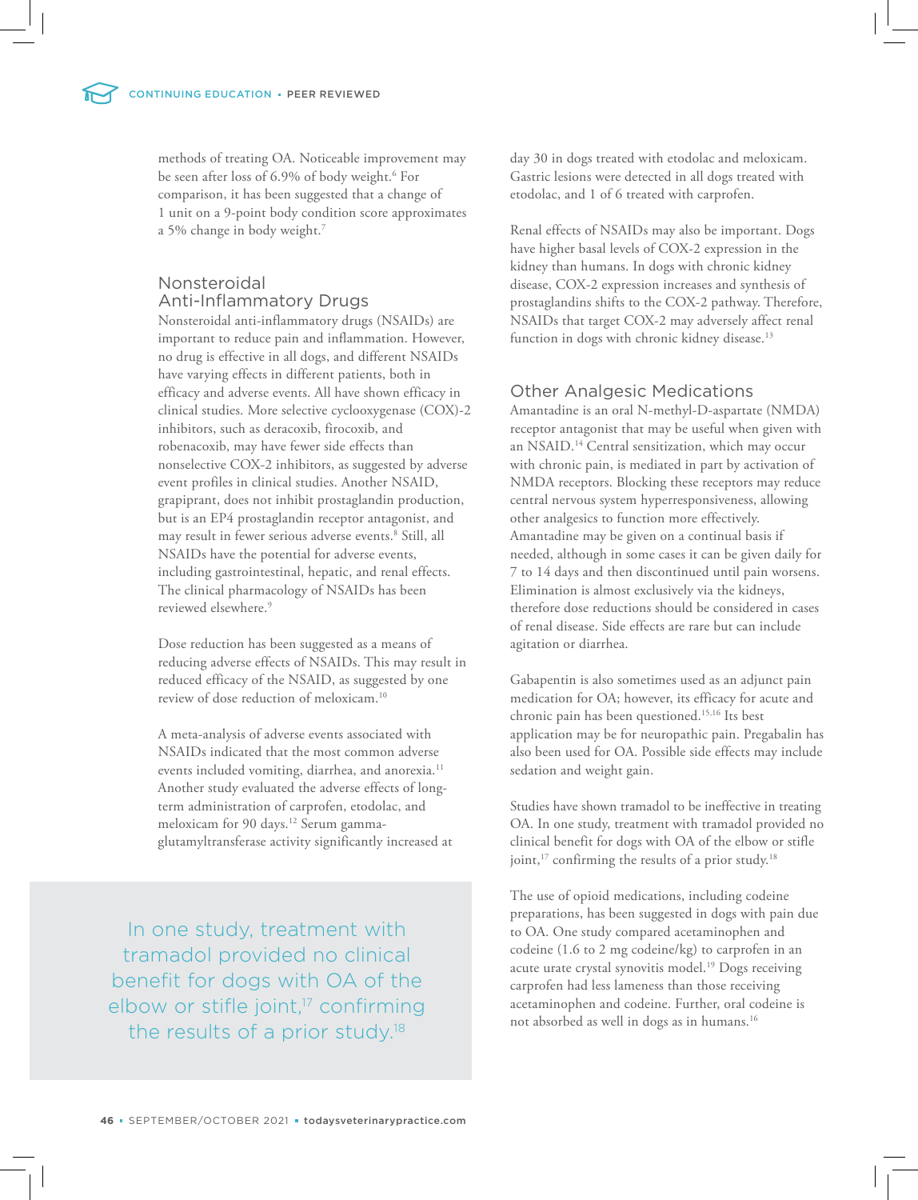methods of treating OA. Noticeable improvement may be seen after loss of 6.9% of body weight.[6] For comparison, it has been suggested that a change of 1 unit on a 9-point body condition score approximates a 5% change in body weight.[7]

## Nonsteroidal Anti-Inflammatory Drugs

Nonsteroidal anti-inflammatory drugs (NSAIDs) are important to reduce pain and inflammation. However, no drug is effective in all dogs, and different NSAIDs have varying effects in different patients, both in efficacy and adverse events. All have shown efficacy in clinical studies. More selective cyclooxygenase (COX)-2 inhibitors, such as deracoxib, firocoxib, and robenacoxib, may have fewer side effects than nonselective COX-2 inhibitors, as suggested by adverse event profiles in clinical studies. Another NSAID, grapiprant, does not inhibit prostaglandin production, but is an EP4 prostaglandin receptor antagonist, and may result in fewer serious adverse events.[8] Still, all NSAIDs have the potential for adverse events, including gastrointestinal, hepatic, and renal effects. The clinical pharmacology of NSAIDs has been reviewed elsewhere.[9]

Dose reduction has been suggested as a means of reducing adverse effects of NSAIDs. This may result in reduced efficacy of the NSAID, as suggested by one review of dose reduction of meloxicam.[10]

A meta-analysis of adverse events associated with NSAIDs indicated that the most common adverse events included vomiting, diarrhea, and anorexia.[11] Another study evaluated the adverse effects of long-term administration of carprofen, etodolac, and meloxicam for 90 days.[12] Serum gamma-glutamyltransferase activity significantly increased at day 30 in dogs treated with etodolac and meloxicam. Gastric lesions were detected in all dogs treated with etodolac, and 1 of 6 treated with carprofen.

Renal effects of NSAIDs may also be important. Dogs have higher basal levels of COX-2 expression in the kidney than humans. In dogs with chronic kidney disease, COX-2 expression increases and synthesis of prostaglandins shifts to the COX-2 pathway. Therefore, NSAIDs that target COX-2 may adversely affect renal function in dogs with chronic kidney disease.[13]

## Other Analgesic Medications

Amantadine is an oral N-methyl-D-aspartate (NMDA) receptor antagonist that may be useful when given with an NSAID.[14] Central sensitization, which may occur with chronic pain, is mediated in part by activation of NMDA receptors. Blocking these receptors may reduce central nervous system hyperresponsiveness, allowing other analgesics to function more effectively. Amantadine may be given on a continual basis if needed, although in some cases it can be given daily for 7 to 14 days and then discontinued until pain worsens. Elimination is almost exclusively via the kidneys, therefore dose reductions should be considered in cases of renal disease. Side effects are rare but can include agitation or diarrhea.

Gabapentin is also sometimes used as an adjunct pain medication for OA; however, its efficacy for acute and chronic pain has been questioned.[15,16] Its best application may be for neuropathic pain. Pregabalin has also been used for OA. Possible side effects may include sedation and weight gain.

Studies have shown tramadol to be ineffective in treating OA. In one study, treatment with tramadol provided no clinical benefit for dogs with OA of the elbow or stifle joint,[17] confirming the results of a prior study.[18]

> In one study, treatment with tramadol provided no clinical benefit for dogs with OA of the elbow or stifle joint,[17] confirming the results of a prior study.[18]

The use of opioid medications, including codeine preparations, has been suggested in dogs with pain due to OA. One study compared acetaminophen and codeine (1.6 to 2 mg codeine/kg) to carprofen in an acute urate crystal synovitis model.[19] Dogs receiving carprofen had less lameness than those receiving acetaminophen and codeine. Further, oral codeine is not absorbed as well in dogs as in humans.[16]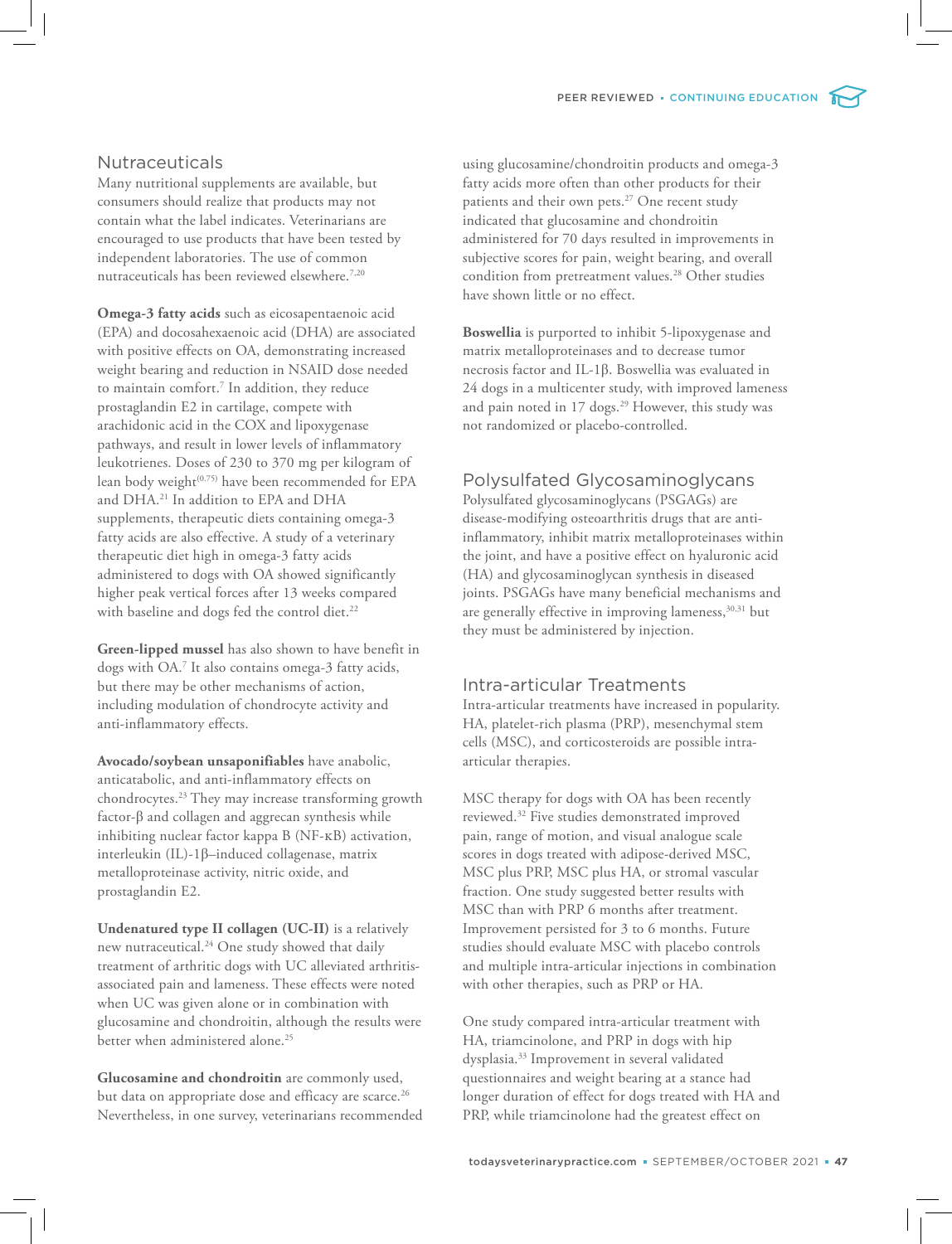## Nutraceuticals

Many nutritional supplements are available, but consumers should realize that products may not contain what the label indicates. Veterinarians are encouraged to use products that have been tested by independent laboratories. The use of common nutraceuticals has been reviewed elsewhere.[7,20]

**Omega-3 fatty acids** such as eicosapentaenoic acid (EPA) and docosahexaenoic acid (DHA) are associated with positive effects on OA, demonstrating increased weight bearing and reduction in NSAID dose needed to maintain comfort.[7] In addition, they reduce prostaglandin E2 in cartilage, compete with arachidonic acid in the COX and lipoxygenase pathways, and result in lower levels of inflammatory leukotrienes. Doses of 230 to 370 mg per kilogram of lean body weight$^{(0.75)}$ have been recommended for EPA and DHA.[21] In addition to EPA and DHA supplements, therapeutic diets containing omega-3 fatty acids are also effective. A study of a veterinary therapeutic diet high in omega-3 fatty acids administered to dogs with OA showed significantly higher peak vertical forces after 13 weeks compared with baseline and dogs fed the control diet.[22]

**Green-lipped mussel** has also shown to have benefit in dogs with OA.[7] It also contains omega-3 fatty acids, but there may be other mechanisms of action, including modulation of chondrocyte activity and anti-inflammatory effects.

**Avocado/soybean unsaponifiables** have anabolic, anticatabolic, and anti-inflammatory effects on chondrocytes.[23] They may increase transforming growth factor-β and collagen and aggrecan synthesis while inhibiting nuclear factor kappa B (NF-κB) activation, interleukin (IL)-1β–induced collagenase, matrix metalloproteinase activity, nitric oxide, and prostaglandin E2.

**Undenatured type II collagen (UC-II)** is a relatively new nutraceutical.[24] One study showed that daily treatment of arthritic dogs with UC alleviated arthritis-associated pain and lameness. These effects were noted when UC was given alone or in combination with glucosamine and chondroitin, although the results were better when administered alone.[25]

**Glucosamine and chondroitin** are commonly used, but data on appropriate dose and efficacy are scarce.[26] Nevertheless, in one survey, veterinarians recommended using glucosamine/chondroitin products and omega-3 fatty acids more often than other products for their patients and their own pets.[27] One recent study indicated that glucosamine and chondroitin administered for 70 days resulted in improvements in subjective scores for pain, weight bearing, and overall condition from pretreatment values.[28] Other studies have shown little or no effect.

**Boswellia** is purported to inhibit 5-lipoxygenase and matrix metalloproteinases and to decrease tumor necrosis factor and IL-1β. Boswellia was evaluated in 24 dogs in a multicenter study, with improved lameness and pain noted in 17 dogs.[29] However, this study was not randomized or placebo-controlled.

## Polysulfated Glycosaminoglycans

Polysulfated glycosaminoglycans (PSGAGs) are disease-modifying osteoarthritis drugs that are anti-inflammatory, inhibit matrix metalloproteinases within the joint, and have a positive effect on hyaluronic acid (HA) and glycosaminoglycan synthesis in diseased joints. PSGAGs have many beneficial mechanisms and are generally effective in improving lameness,[30,31] but they must be administered by injection.

## Intra-articular Treatments

Intra-articular treatments have increased in popularity. HA, platelet-rich plasma (PRP), mesenchymal stem cells (MSC), and corticosteroids are possible intra-articular therapies.

MSC therapy for dogs with OA has been recently reviewed.[32] Five studies demonstrated improved pain, range of motion, and visual analogue scale scores in dogs treated with adipose-derived MSC, MSC plus PRP, MSC plus HA, or stromal vascular fraction. One study suggested better results with MSC than with PRP 6 months after treatment. Improvement persisted for 3 to 6 months. Future studies should evaluate MSC with placebo controls and multiple intra-articular injections in combination with other therapies, such as PRP or HA.

One study compared intra-articular treatment with HA, triamcinolone, and PRP in dogs with hip dysplasia.[33] Improvement in several validated questionnaires and weight bearing at a stance had longer duration of effect for dogs treated with HA and PRP, while triamcinolone had the greatest effect on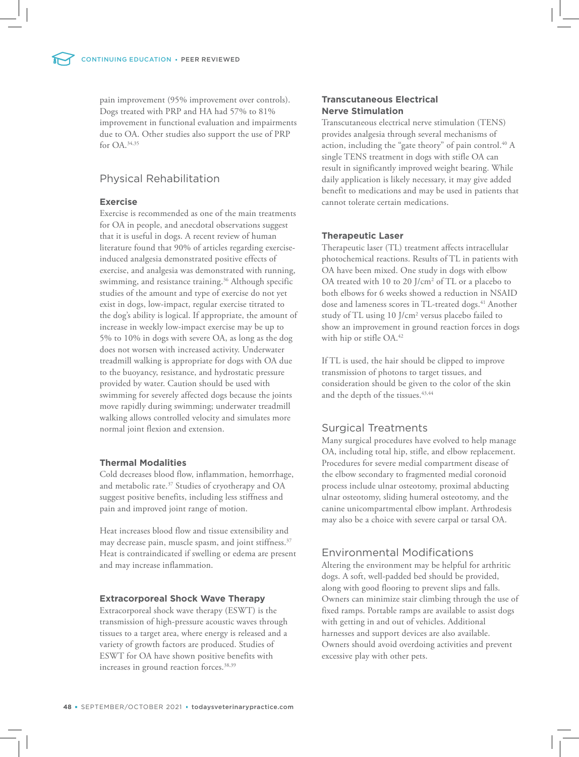pain improvement (95% improvement over controls). Dogs treated with PRP and HA had 57% to 81% improvement in functional evaluation and impairments due to OA. Other studies also support the use of PRP for OA.[34,35]

## Physical Rehabilitation

### Exercise

Exercise is recommended as one of the main treatments for OA in people, and anecdotal observations suggest that it is useful in dogs. A recent review of human literature found that 90% of articles regarding exercise-induced analgesia demonstrated positive effects of exercise, and analgesia was demonstrated with running, swimming, and resistance training.[36] Although specific studies of the amount and type of exercise do not yet exist in dogs, low-impact, regular exercise titrated to the dog's ability is logical. If appropriate, the amount of increase in weekly low-impact exercise may be up to 5% to 10% in dogs with severe OA, as long as the dog does not worsen with increased activity. Underwater treadmill walking is appropriate for dogs with OA due to the buoyancy, resistance, and hydrostatic pressure provided by water. Caution should be used with swimming for severely affected dogs because the joints move rapidly during swimming; underwater treadmill walking allows controlled velocity and simulates more normal joint flexion and extension.

### Thermal Modalities

Cold decreases blood flow, inflammation, hemorrhage, and metabolic rate.[37] Studies of cryotherapy and OA suggest positive benefits, including less stiffness and pain and improved joint range of motion.

Heat increases blood flow and tissue extensibility and may decrease pain, muscle spasm, and joint stiffness.[37] Heat is contraindicated if swelling or edema are present and may increase inflammation.

### Extracorporeal Shock Wave Therapy

Extracorporeal shock wave therapy (ESWT) is the transmission of high-pressure acoustic waves through tissues to a target area, where energy is released and a variety of growth factors are produced. Studies of ESWT for OA have shown positive benefits with increases in ground reaction forces.[38,39]

### Transcutaneous Electrical Nerve Stimulation

Transcutaneous electrical nerve stimulation (TENS) provides analgesia through several mechanisms of action, including the "gate theory" of pain control.[40] A single TENS treatment in dogs with stifle OA can result in significantly improved weight bearing. While daily application is likely necessary, it may give added benefit to medications and may be used in patients that cannot tolerate certain medications.

### Therapeutic Laser

Therapeutic laser (TL) treatment affects intracellular photochemical reactions. Results of TL in patients with OA have been mixed. One study in dogs with elbow OA treated with 10 to 20 J/cm$^2$ of TL or a placebo to both elbows for 6 weeks showed a reduction in NSAID dose and lameness scores in TL-treated dogs.[41] Another study of TL using 10 J/cm$^2$ versus placebo failed to show an improvement in ground reaction forces in dogs with hip or stifle OA.[42]

If TL is used, the hair should be clipped to improve transmission of photons to target tissues, and consideration should be given to the color of the skin and the depth of the tissues.[43,44]

## Surgical Treatments

Many surgical procedures have evolved to help manage OA, including total hip, stifle, and elbow replacement. Procedures for severe medial compartment disease of the elbow secondary to fragmented medial coronoid process include ulnar osteotomy, proximal abducting ulnar osteotomy, sliding humeral osteotomy, and the canine unicompartmental elbow implant. Arthrodesis may also be a choice with severe carpal or tarsal OA.

## Environmental Modifications

Altering the environment may be helpful for arthritic dogs. A soft, well-padded bed should be provided, along with good flooring to prevent slips and falls. Owners can minimize stair climbing through the use of fixed ramps. Portable ramps are available to assist dogs with getting in and out of vehicles. Additional harnesses and support devices are also available. Owners should avoid overdoing activities and prevent excessive play with other pets.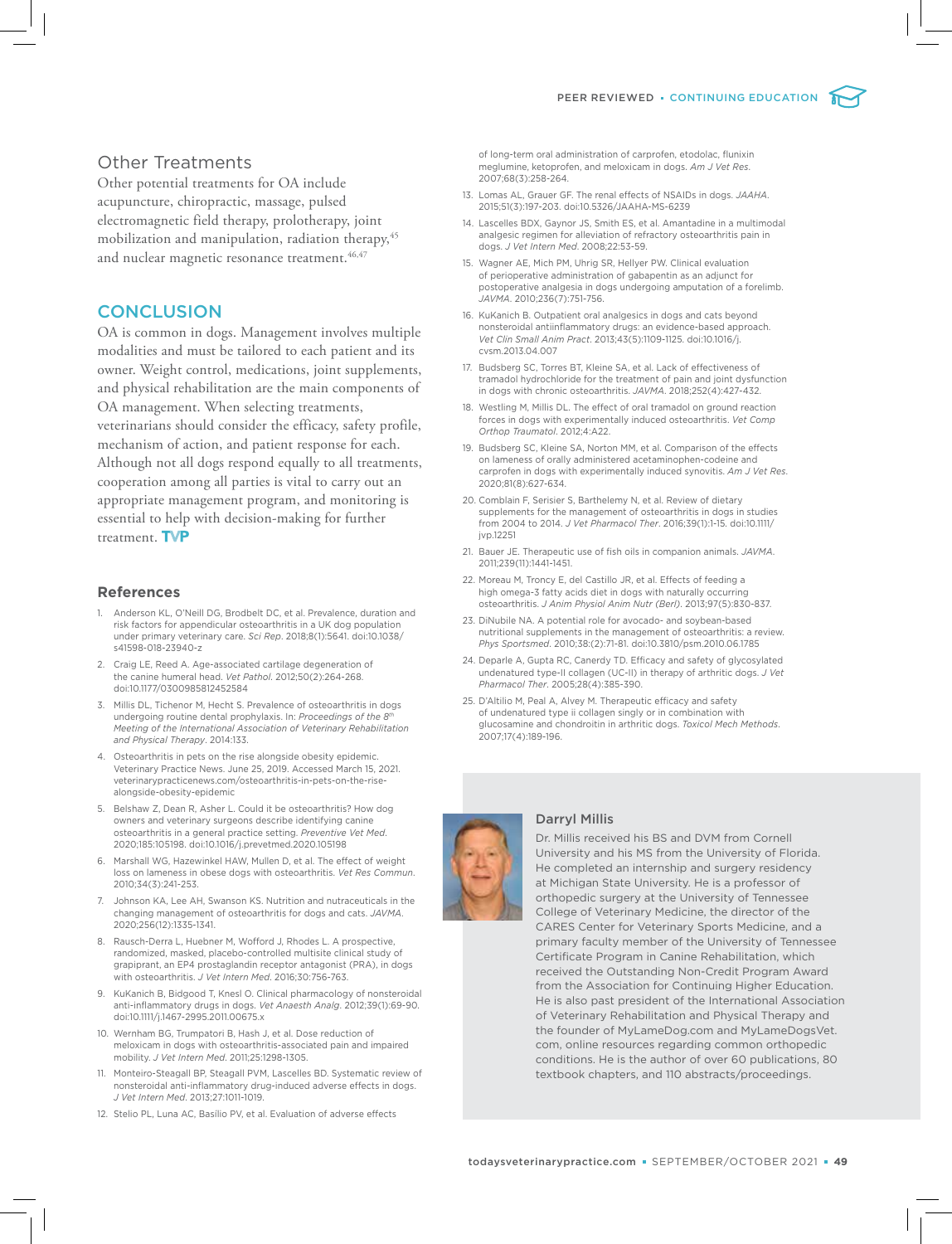## Other Treatments

Other potential treatments for OA include acupuncture, chiropractic, massage, pulsed electromagnetic field therapy, prolotherapy, joint mobilization and manipulation, radiation therapy,[45] and nuclear magnetic resonance treatment.[46,47]

## CONCLUSION

OA is common in dogs. Management involves multiple modalities and must be tailored to each patient and its owner. Weight control, medications, joint supplements, and physical rehabilitation are the main components of OA management. When selecting treatments, veterinarians should consider the efficacy, safety profile, mechanism of action, and patient response for each. Although not all dogs respond equally to all treatments, cooperation among all parties is vital to carry out an appropriate management program, and monitoring is essential to help with decision-making for further treatment.

### References

1. Anderson KL, O'Neill DG, Brodbelt DC, et al. Prevalence, duration and risk factors for appendicular osteoarthritis in a UK dog population under primary veterinary care. *Sci Rep*. 2018;8(1):5641. doi:10.1038/s41598-018-23940-z
2. Craig LE, Reed A. Age-associated cartilage degeneration of the canine humeral head. *Vet Pathol*. 2012;50(2):264-268. doi:10.1177/0300985812452584
3. Millis DL, Tichenor M, Hecht S. Prevalence of osteoarthritis in dogs undergoing routine dental prophylaxis. In: *Proceedings of the 8th Meeting of the International Association of Veterinary Rehabilitation and Physical Therapy*. 2014:133.
4. Osteoarthritis in pets on the rise alongside obesity epidemic. Veterinary Practice News. June 25, 2019. Accessed March 15, 2021. veterinarypracticenews.com/osteoarthritis-in-pets-on-the-rise-alongside-obesity-epidemic
5. Belshaw Z, Dean R, Asher L. Could it be osteoarthritis? How dog owners and veterinary surgeons describe identifying canine osteoarthritis in a general practice setting. *Preventive Vet Med*. 2020;185:105198. doi:10.1016/j.prevetmed.2020.105198
6. Marshall WG, Hazewinkel HAW, Mullen D, et al. The effect of weight loss on lameness in obese dogs with osteoarthritis. *Vet Res Commun*. 2010;34(3):241-253.
7. Johnson KA, Lee AH, Swanson KS. Nutrition and nutraceuticals in the changing management of osteoarthritis for dogs and cats. *JAVMA*. 2020;256(12):1335-1341.
8. Rausch-Derra L, Huebner M, Wofford J, Rhodes L. A prospective, randomized, masked, placebo-controlled multisite clinical study of grapiprant, an EP4 prostaglandin receptor antagonist (PRA), in dogs with osteoarthritis. *J Vet Intern Med*. 2016;30:756-763.
9. KuKanich B, Bidgood T, Knesl O. Clinical pharmacology of nonsteroidal anti-inflammatory drugs in dogs. *Vet Anaesth Analg*. 2012;39(1):69-90. doi:10.1111/j.1467-2995.2011.00675.x
10. Wernham BG, Trumpatori B, Hash J, et al. Dose reduction of meloxicam in dogs with osteoarthritis-associated pain and impaired mobility. *J Vet Intern Med*. 2011;25:1298-1305.
11. Monteiro-Steagall BP, Steagall PVM, Lascelles BD. Systematic review of nonsteroidal anti-inflammatory drug-induced adverse effects in dogs. *J Vet Intern Med*. 2013;27:1011-1019.
12. Stelio PL, Luna AC, Basilio PV, et al. Evaluation of adverse effects of long-term oral administration of carprofen, etodolac, flunixin meglumine, ketoprofen, and meloxicam in dogs. *Am J Vet Res*. 2007;68(3):258-264.
13. Lomas AL, Grauer GF. The renal effects of NSAIDs in dogs. *JAAHA*. 2015;51(3):197-203. doi:10.5326/JAAHA-MS-6239
14. Lascelles BDX, Gaynor JS, Smith ES, et al. Amantadine in a multimodal analgesic regimen for alleviation of refractory osteoarthritis pain in dogs. *J Vet Intern Med*. 2008;22:53-59.
15. Wagner AE, Mich PM, Uhrig SR, Hellyer PW. Clinical evaluation of perioperative administration of gabapentin as an adjunct for postoperative analgesia in dogs undergoing amputation of a forelimb. *JAVMA*. 2010;236(7):751-756.
16. KuKanich B. Outpatient oral analgesics in dogs and cats beyond nonsteroidal antiinflammatory drugs: an evidence-based approach. *Vet Clin Small Anim Pract*. 2013;43(5):1109-1125. doi:10.1016/j.cvsm.2013.04.007
17. Budsberg SC, Torres BT, Kleine SA, et al. Lack of effectiveness of tramadol hydrochloride for the treatment of pain and joint dysfunction in dogs with chronic osteoarthritis. *JAVMA*. 2018;252(4):427-432.
18. Westling M, Millis DL. The effect of oral tramadol on ground reaction forces in dogs with experimentally induced osteoarthritis. *Vet Comp Orthop Traumatol*. 2012;4:A22.
19. Budsberg SC, Kleine SA, Norton MM, et al. Comparison of the effects on lameness of orally administered acetaminophen-codeine and carprofen in dogs with experimentally induced synovitis. *Am J Vet Res*. 2020;81(8):627-634.
20. Comblain F, Serisier S, Barthelemy N, et al. Review of dietary supplements for the management of osteoarthritis in dogs in studies from 2004 to 2014. *J Vet Pharmacol Ther*. 2016;39(1):1-15. doi:10.1111/jvp.12251
21. Bauer JE. Therapeutic use of fish oils in companion animals. *JAVMA*. 2011;239(11):1441-1451.
22. Moreau M, Troncy E, del Castillo JR, et al. Effects of feeding a high omega-3 fatty acids diet in dogs with naturally occurring osteoarthritis. *J Anim Physiol Anim Nutr (Berl)*. 2013;97(5):830-837.
23. DiNubile NA. A potential role for avocado- and soybean-based nutritional supplements in the management of osteoarthritis: a review. *Phys Sportsmed*. 2010;38:(2):71-81. doi:10.3810/psm.2010.06.1785
24. Deparle A, Gupta RC, Canerdy TD. Efficacy and safety of glycosylated undenatured type-II collagen (UC-II) in therapy of arthritic dogs. *J Vet Pharmacol Ther*. 2005;28(4):385-390.
25. D'Altilio M, Peal A, Alvey M. Therapeutic efficacy and safety of undenatured type ii collagen singly or in combination with glucosamine and chondroitin in arthritic dogs. *Toxicol Mech Methods*. 2007;17(4):189-196.

**Darryl Millis**

Dr. Millis received his BS and DVM from Cornell University and his MS from the University of Florida. He completed an internship and surgery residency at Michigan State University. He is a professor of orthopedic surgery at the University of Tennessee College of Veterinary Medicine, the director of the CARES Center for Veterinary Sports Medicine, and a primary faculty member of the University of Tennessee Certificate Program in Canine Rehabilitation, which received the Outstanding Non-Credit Program Award from the Association for Continuing Higher Education. He is also past president of the International Association of Veterinary Rehabilitation and Physical Therapy and the founder of MyLameDog.com and MyLameDogsVet.com, online resources regarding common orthopedic conditions. He is the author of over 60 publications, 80 textbook chapters, and 110 abstracts/proceedings.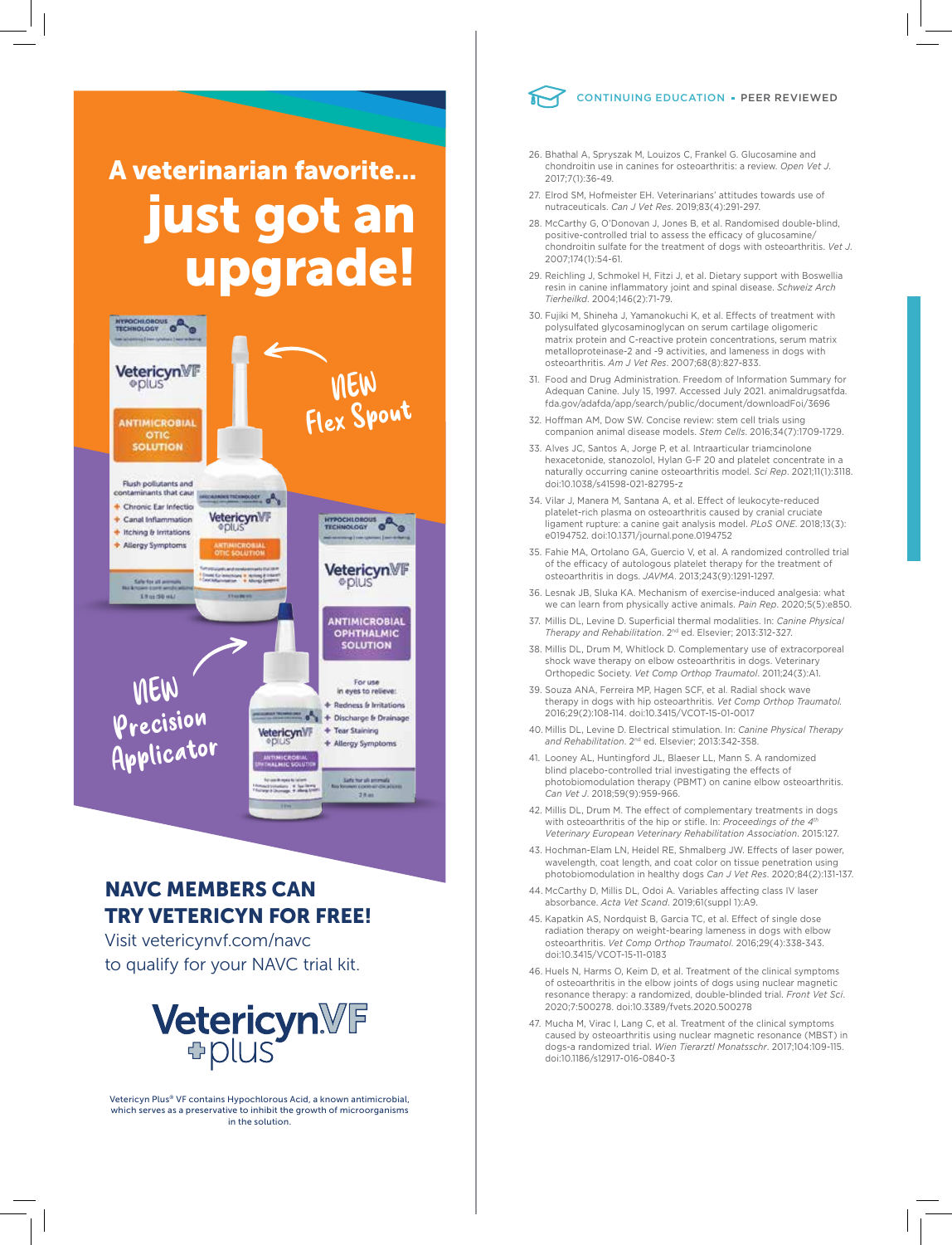A veterinarian favorite... just got an upgrade!

NEW Flex Spout

NEW Precision Applicator

**NAVC MEMBERS CAN TRY VETERICYN FOR FREE!**

Visit vetericynvf.com/navc to qualify for your NAVC trial kit.

Vetericyn Plus® VF contains Hypochlorous Acid, a known antimicrobial, which serves as a preservative to inhibit the growth of microorganisms in the solution.

CONTINUING EDUCATION • PEER REVIEWED

26. Bhathal A, Spryszak M, Louizos C, Frankel G. Glucosamine and chondroitin use in canines for osteoarthritis: a review. *Open Vet J*. 2017;7(1):36-49.
27. Elrod SM, Hofmeister EH. Veterinarians' attitudes towards use of nutraceuticals. *Can J Vet Res*. 2019;83(4):291-297.
28. McCarthy G, O'Donovan J, Jones B, et al. Randomised double-blind, positive-controlled trial to assess the efficacy of glucosamine/chondroitin sulfate for the treatment of dogs with osteoarthritis. *Vet J*. 2007;174(1):54-61.
29. Reichling J, Schmokel H, Fitzi J, et al. Dietary support with Boswellia resin in canine inflammatory joint and spinal disease. *Schweiz Arch Tierheilkd*. 2004;146(2):71-79.
30. Fujiki M, Shineha J, Yamanokuchi K, et al. Effects of treatment with polysulfated glycosaminoglycan on serum cartilage oligomeric matrix protein and C-reactive protein concentrations, serum matrix metalloproteinase-2 and -9 activities, and lameness in dogs with osteoarthritis. *Am J Vet Res*. 2007;68(8):827-833.
31. Food and Drug Administration. Freedom of Information Summary for Adequan Canine. July 15, 1997. Accessed July 2021. animaldrugsatfda.fda.gov/adafda/app/search/public/document/downloadFoi/3696
32. Hoffman AM, Dow SW. Concise review: stem cell trials using companion animal disease models. *Stem Cells*. 2016;34(7):1709-1729.
33. Alves JC, Santos A, Jorge P, et al. Intraarticular triamcinolone hexacetonide, stanozolol, Hylan G-F 20 and platelet concentrate in a naturally occurring canine osteoarthritis model. *Sci Rep*. 2021;11(1):3118. doi:10.1038/s41598-021-82795-z
34. Vilar J, Manera M, Santana A, et al. Effect of leukocyte-reduced platelet-rich plasma on osteoarthritis caused by cranial cruciate ligament rupture: a canine gait analysis model. *PLoS ONE*. 2018;13(3):e0194752. doi:10.1371/journal.pone.0194752
35. Fahie MA, Ortolano GA, Guercio V, et al. A randomized controlled trial of the efficacy of autologous platelet therapy for the treatment of osteoarthritis in dogs. *JAVMA*. 2013;243(9):1291-1297.
36. Lesnak JB, Sluka KA. Mechanism of exercise-induced analgesia: what we can learn from physically active animals. *Pain Rep*. 2020;5(5):e850.
37. Millis DL, Levine D. Superficial thermal modalities. In: *Canine Physical Therapy and Rehabilitation*. 2nd ed. Elsevier; 2013:312-327.
38. Millis DL, Drum M, Whitlock D. Complementary use of extracorporeal shock wave therapy on elbow osteoarthritis in dogs. Veterinary Orthopedic Society. *Vet Comp Orthop Traumatol*. 2011;24(3):A1.
39. Souza ANA, Ferreira MP, Hagen SCF, et al. Radial shock wave therapy in dogs with hip osteoarthritis. *Vet Comp Orthop Traumatol*. 2016;29(2):108-114. doi:10.3415/VCOT-15-01-0017
40. Millis DL, Levine D. Electrical stimulation. In: *Canine Physical Therapy and Rehabilitation*. 2nd ed. Elsevier; 2013:342-358.
41. Looney AL, Huntingford JL, Blaeser LL, Mann S. A randomized blind placebo-controlled trial investigating the effects of photobiomodulation therapy (PBMT) on canine elbow osteoarthritis. *Can Vet J*. 2018;59(9):959-966.
42. Millis DL, Drum M. The effect of complementary treatments in dogs with osteoarthritis of the hip or stifle. In: *Proceedings of the 4th Veterinary European Veterinary Rehabilitation Association*. 2015:127.
43. Hochman-Elam LN, Heidel RE, Shmalberg JW. Effects of laser power, wavelength, coat length, and coat color on tissue penetration using photobiomodulation in healthy dogs *Can J Vet Res*. 2020;84(2):131-137.
44. McCarthy D, Millis DL, Odoi A. Variables affecting class IV laser absorbance. *Acta Vet Scand*. 2019;61(suppl 1):A9.
45. Kapatkin AS, Nordquist B, Garcia TC, et al. Effect of single dose radiation therapy on weight-bearing lameness in dogs with elbow osteoarthritis. *Vet Comp Orthop Traumatol*. 2016;29(4):338-343. doi:10.3415/VCOT-15-11-0183
46. Huels N, Harms O, Keim D, et al. Treatment of the clinical symptoms of osteoarthritis in the elbow joints of dogs using nuclear magnetic resonance therapy: a randomized, double-blinded trial. *Front Vet Sci*. 2020;7:500278. doi:10.3389/fvets.2020.500278
47. Mucha M, Virac I, Lang C, et al. Treatment of the clinical symptoms caused by osteoarthritis using nuclear magnetic resonance (MBST) in dogs-a randomized trial. *Wien Tierarztl Monatsschr*. 2017;104:109-115. doi:10.1186/s12917-016-0840-3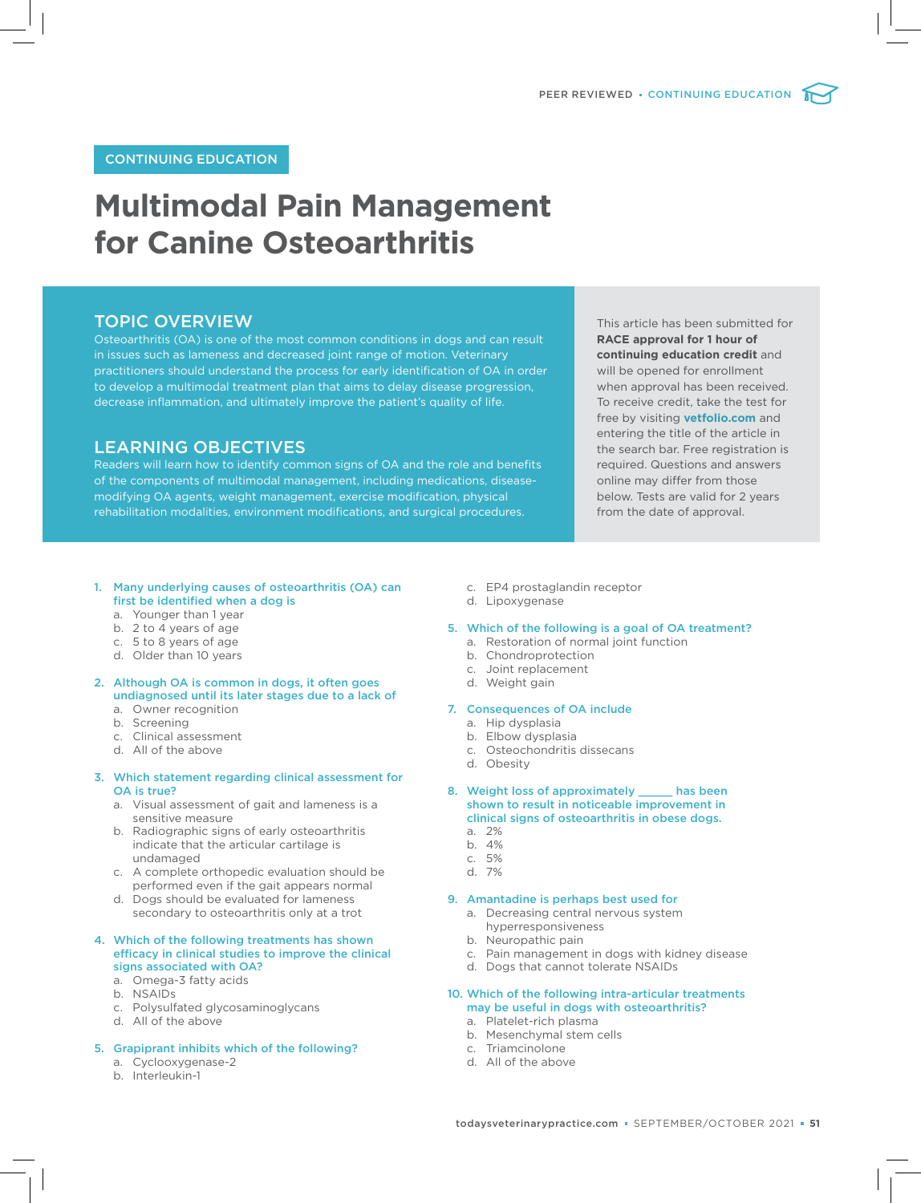CONTINUING EDUCATION

# Multimodal Pain Management for Canine Osteoarthritis

## TOPIC OVERVIEW

Osteoarthritis (OA) is one of the most common conditions in dogs and can result in issues such as lameness and decreased joint range of motion. Veterinary practitioners should understand the process for early identification of OA in order to develop a multimodal treatment plan that aims to delay disease progression, decrease inflammation, and ultimately improve the patient's quality of life.

## LEARNING OBJECTIVES

Readers will learn how to identify common signs of OA and the role and benefits of the components of multimodal management, including medications, disease-modifying OA agents, weight management, exercise modification, physical rehabilitation modalities, environment modifications, and surgical procedures.

This article has been submitted for **RACE approval for 1 hour of continuing education credit** and will be opened for enrollment when approval has been received. To receive credit, take the test for free by visiting **vetfolio.com** and entering the title of the article in the search bar. Free registration is required. Questions and answers online may differ from those below. Tests are valid for 2 years from the date of approval.

1. Many underlying causes of osteoarthritis (OA) can first be identified when a dog is
   a. Younger than 1 year
   b. 2 to 4 years of age
   c. 5 to 8 years of age
   d. Older than 10 years

2. Although OA is common in dogs, it often goes undiagnosed until its later stages due to a lack of
   a. Owner recognition
   b. Screening
   c. Clinical assessment
   d. All of the above

3. Which statement regarding clinical assessment for OA is true?
   a. Visual assessment of gait and lameness is a sensitive measure
   b. Radiographic signs of early osteoarthritis indicate that the articular cartilage is undamaged
   c. A complete orthopedic evaluation should be performed even if the gait appears normal
   d. Dogs should be evaluated for lameness secondary to osteoarthritis only at a trot

4. Which of the following treatments has shown efficacy in clinical studies to improve the clinical signs associated with OA?
   a. Omega-3 fatty acids
   b. NSAIDs
   c. Polysulfated glycosaminoglycans
   d. All of the above

5. Grapiprant inhibits which of the following?
   a. Cyclooxygenase-2
   b. Interleukin-1
   c. EP4 prostaglandin receptor
   d. Lipoxygenase

5. Which of the following is a goal of OA treatment?
   a. Restoration of normal joint function
   b. Chondroprotection
   c. Joint replacement
   d. Weight gain

7. Consequences of OA include
   a. Hip dysplasia
   b. Elbow dysplasia
   c. Osteochondritis dissecans
   d. Obesity

8. Weight loss of approximately ______ has been shown to result in noticeable improvement in clinical signs of osteoarthritis in obese dogs.
   a. 2%
   b. 4%
   c. 5%
   d. 7%

9. Amantadine is perhaps best used for
   a. Decreasing central nervous system hyperresponsiveness
   b. Neuropathic pain
   c. Pain management in dogs with kidney disease
   d. Dogs that cannot tolerate NSAIDs

10. Which of the following intra-articular treatments may be useful in dogs with osteoarthritis?
    a. Platelet-rich plasma
    b. Mesenchymal stem cells
    c. Triamcinolone
    d. All of the above